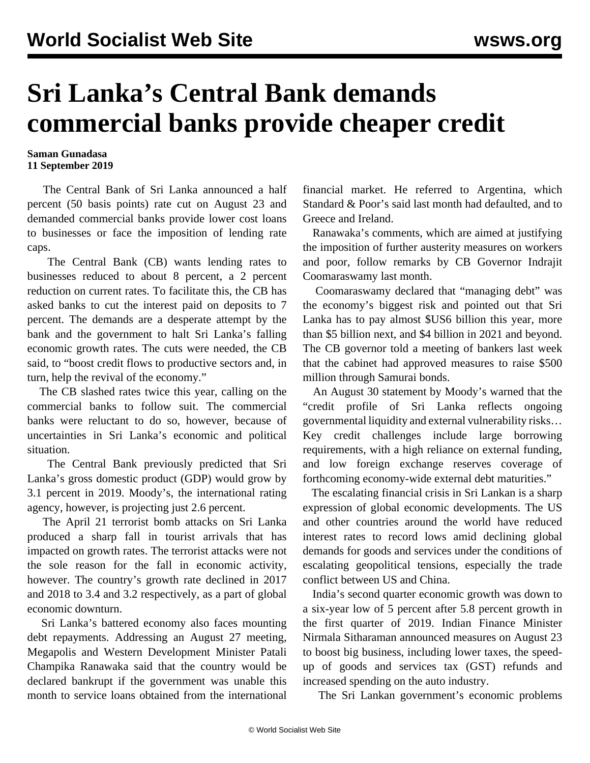# Sri Lanka's Central Bank demands commercial banks provide cheaper credit

**Saman Gunadasa**
**11 September 2019**

The Central Bank of Sri Lanka announced a half percent (50 basis points) rate cut on August 23 and demanded commercial banks provide lower cost loans to businesses or face the imposition of lending rate caps.

The Central Bank (CB) wants lending rates to businesses reduced to about 8 percent, a 2 percent reduction on current rates. To facilitate this, the CB has asked banks to cut the interest paid on deposits to 7 percent. The demands are a desperate attempt by the bank and the government to halt Sri Lanka's falling economic growth rates. The cuts were needed, the CB said, to "boost credit flows to productive sectors and, in turn, help the revival of the economy."

The CB slashed rates twice this year, calling on the commercial banks to follow suit. The commercial banks were reluctant to do so, however, because of uncertainties in Sri Lanka's economic and political situation.

The Central Bank previously predicted that Sri Lanka's gross domestic product (GDP) would grow by 3.1 percent in 2019. Moody's, the international rating agency, however, is projecting just 2.6 percent.

The April 21 terrorist bomb attacks on Sri Lanka produced a sharp fall in tourist arrivals that has impacted on growth rates. The terrorist attacks were not the sole reason for the fall in economic activity, however. The country's growth rate declined in 2017 and 2018 to 3.4 and 3.2 respectively, as a part of global economic downturn.

Sri Lanka's battered economy also faces mounting debt repayments. Addressing an August 27 meeting, Megapolis and Western Development Minister Patali Champika Ranawaka said that the country would be declared bankrupt if the government was unable this month to service loans obtained from the international financial market. He referred to Argentina, which Standard & Poor's said last month had defaulted, and to Greece and Ireland.

Ranawaka's comments, which are aimed at justifying the imposition of further austerity measures on workers and poor, follow remarks by CB Governor Indrajit Coomaraswamy last month.

Coomaraswamy declared that "managing debt" was the economy's biggest risk and pointed out that Sri Lanka has to pay almost $US6 billion this year, more than $5 billion next, and $4 billion in 2021 and beyond. The CB governor told a meeting of bankers last week that the cabinet had approved measures to raise $500 million through Samurai bonds.

An August 30 statement by Moody's warned that the "credit profile of Sri Lanka reflects ongoing governmental liquidity and external vulnerability risks… Key credit challenges include large borrowing requirements, with a high reliance on external funding, and low foreign exchange reserves coverage of forthcoming economy-wide external debt maturities."

The escalating financial crisis in Sri Lankan is a sharp expression of global economic developments. The US and other countries around the world have reduced interest rates to record lows amid declining global demands for goods and services under the conditions of escalating geopolitical tensions, especially the trade conflict between US and China.

India's second quarter economic growth was down to a six-year low of 5 percent after 5.8 percent growth in the first quarter of 2019. Indian Finance Minister Nirmala Sitharaman announced measures on August 23 to boost big business, including lower taxes, the speed-up of goods and services tax (GST) refunds and increased spending on the auto industry.

The Sri Lankan government's economic problems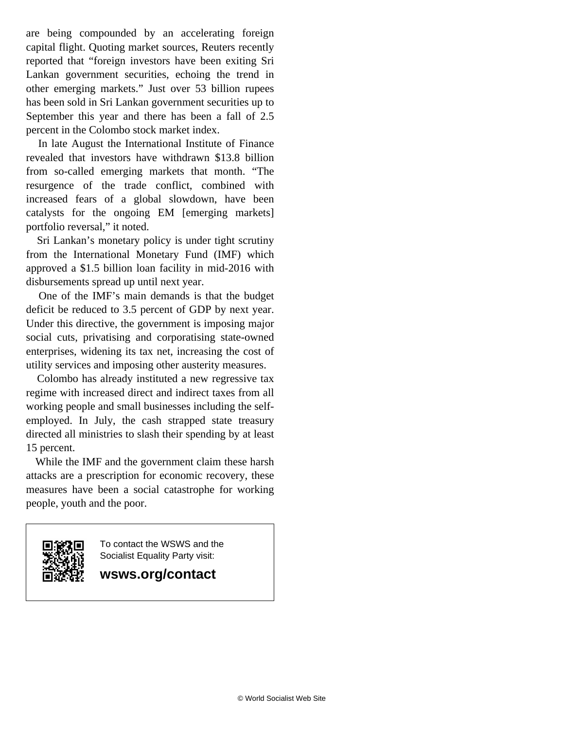are being compounded by an accelerating foreign capital flight. Quoting market sources, Reuters recently reported that "foreign investors have been exiting Sri Lankan government securities, echoing the trend in other emerging markets." Just over 53 billion rupees has been sold in Sri Lankan government securities up to September this year and there has been a fall of 2.5 percent in the Colombo stock market index.

In late August the International Institute of Finance revealed that investors have withdrawn $13.8 billion from so-called emerging markets that month. "The resurgence of the trade conflict, combined with increased fears of a global slowdown, have been catalysts for the ongoing EM [emerging markets] portfolio reversal," it noted.

Sri Lankan's monetary policy is under tight scrutiny from the International Monetary Fund (IMF) which approved a $1.5 billion loan facility in mid-2016 with disbursements spread up until next year.

One of the IMF's main demands is that the budget deficit be reduced to 3.5 percent of GDP by next year. Under this directive, the government is imposing major social cuts, privatising and corporatising state-owned enterprises, widening its tax net, increasing the cost of utility services and imposing other austerity measures.

Colombo has already instituted a new regressive tax regime with increased direct and indirect taxes from all working people and small businesses including the self-employed. In July, the cash strapped state treasury directed all ministries to slash their spending by at least 15 percent.

While the IMF and the government claim these harsh attacks are a prescription for economic recovery, these measures have been a social catastrophe for working people, youth and the poor.

To contact the WSWS and the Socialist Equality Party visit:

**wsws.org/contact**